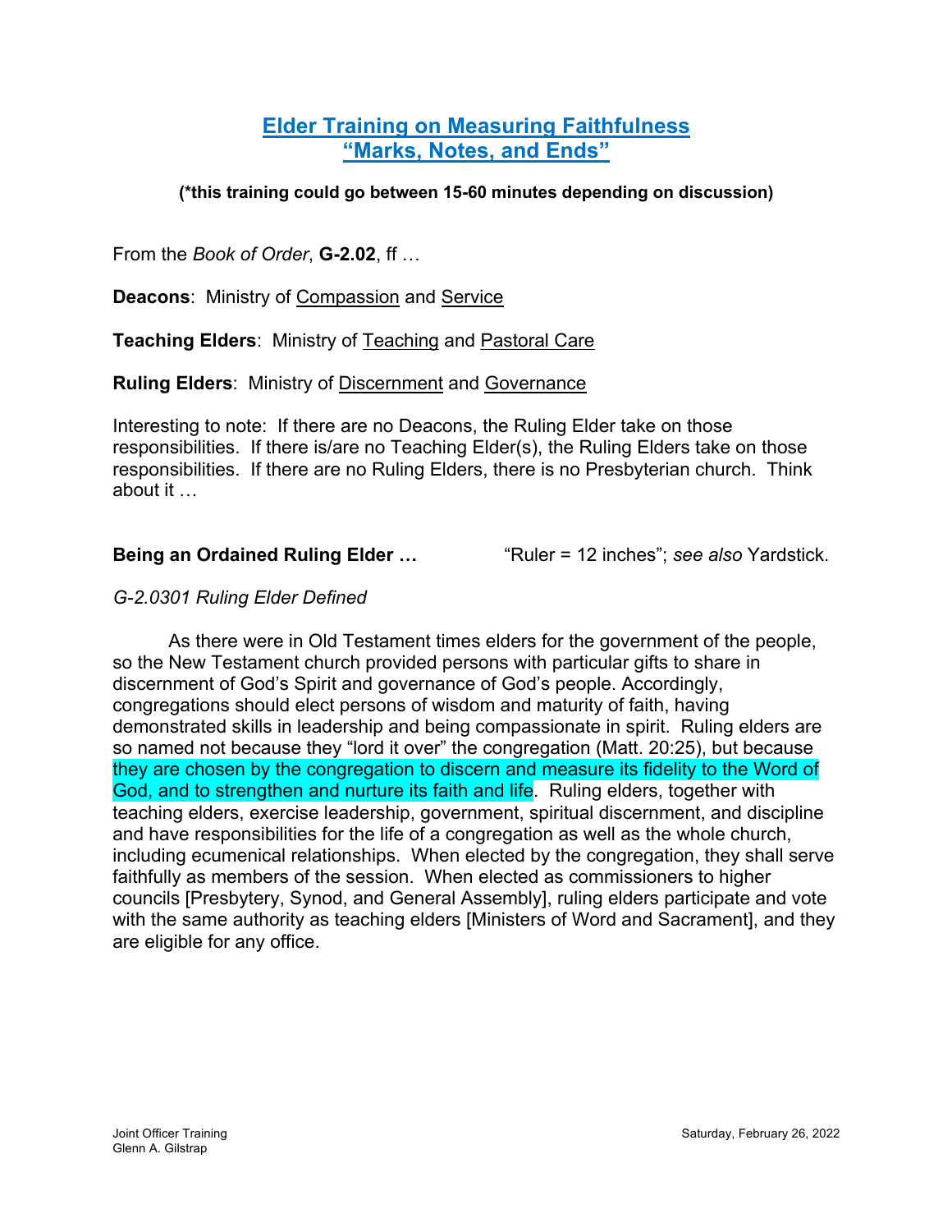# Elder Training on Measuring Faithfulness
# "Marks, Notes, and Ends"

**(*this training could go between 15-60 minutes depending on discussion)**

From the *Book of Order*, **G-2.02**, ff …

**Deacons**: Ministry of Compassion and Service

**Teaching Elders**: Ministry of Teaching and Pastoral Care

**Ruling Elders**: Ministry of Discernment and Governance

Interesting to note: If there are no Deacons, the Ruling Elder take on those responsibilities. If there is/are no Teaching Elder(s), the Ruling Elders take on those responsibilities. If there are no Ruling Elders, there is no Presbyterian church. Think about it …

**Being an Ordained Ruling Elder …** "Ruler = 12 inches"; *see also* Yardstick.

*G-2.0301 Ruling Elder Defined*

As there were in Old Testament times elders for the government of the people, so the New Testament church provided persons with particular gifts to share in discernment of God's Spirit and governance of God's people. Accordingly, congregations should elect persons of wisdom and maturity of faith, having demonstrated skills in leadership and being compassionate in spirit. Ruling elders are so named not because they "lord it over" the congregation (Matt. 20:25), but because they are chosen by the congregation to discern and measure its fidelity to the Word of God, and to strengthen and nurture its faith and life. Ruling elders, together with teaching elders, exercise leadership, government, spiritual discernment, and discipline and have responsibilities for the life of a congregation as well as the whole church, including ecumenical relationships. When elected by the congregation, they shall serve faithfully as members of the session. When elected as commissioners to higher councils [Presbytery, Synod, and General Assembly], ruling elders participate and vote with the same authority as teaching elders [Ministers of Word and Sacrament], and they are eligible for any office.

Joint Officer Training
Glenn A. Gilstrap

Saturday, February 26, 2022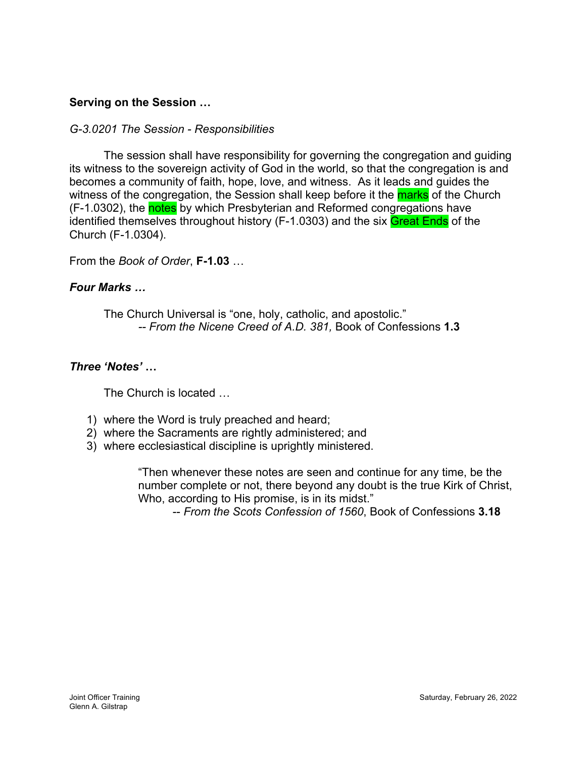**Serving on the Session …**

*G-3.0201 The Session - Responsibilities*

The session shall have responsibility for governing the congregation and guiding its witness to the sovereign activity of God in the world, so that the congregation is and becomes a community of faith, hope, love, and witness. As it leads and guides the witness of the congregation, the Session shall keep before it the marks of the Church (F-1.0302), the notes by which Presbyterian and Reformed congregations have identified themselves throughout history (F-1.0303) and the six Great Ends of the Church (F-1.0304).

From the *Book of Order*, **F-1.03** …

***Four Marks …***

The Church Universal is "one, holy, catholic, and apostolic."
*-- From the Nicene Creed of A.D. 381,* Book of Confessions **1.3**

***Three 'Notes' …***

The Church is located …

1) where the Word is truly preached and heard;
2) where the Sacraments are rightly administered; and
3) where ecclesiastical discipline is uprightly ministered.

> "Then whenever these notes are seen and continue for any time, be the number complete or not, there beyond any doubt is the true Kirk of Christ, Who, according to His promise, is in its midst."
> -- *From the Scots Confession of 1560*, Book of Confessions **3.18**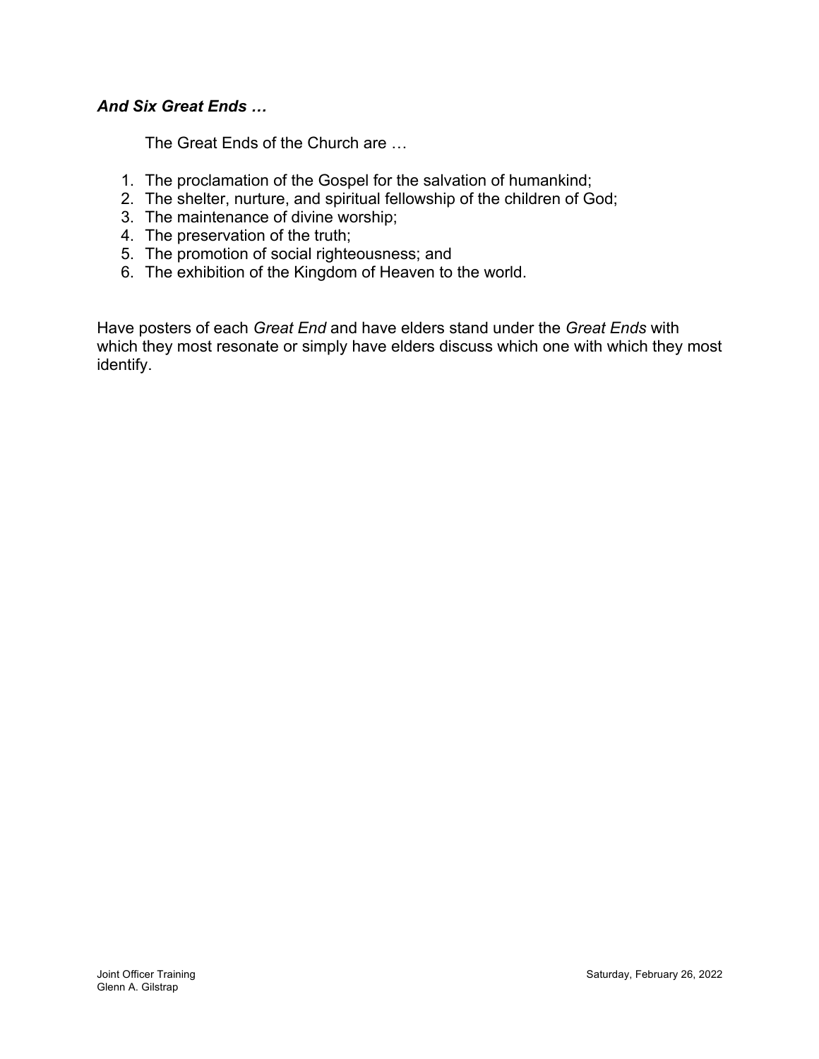***And Six Great Ends …***

The Great Ends of the Church are …

1. The proclamation of the Gospel for the salvation of humankind;
2. The shelter, nurture, and spiritual fellowship of the children of God;
3. The maintenance of divine worship;
4. The preservation of the truth;
5. The promotion of social righteousness; and
6. The exhibition of the Kingdom of Heaven to the world.

Have posters of each *Great End* and have elders stand under the *Great Ends* with which they most resonate or simply have elders discuss which one with which they most identify.